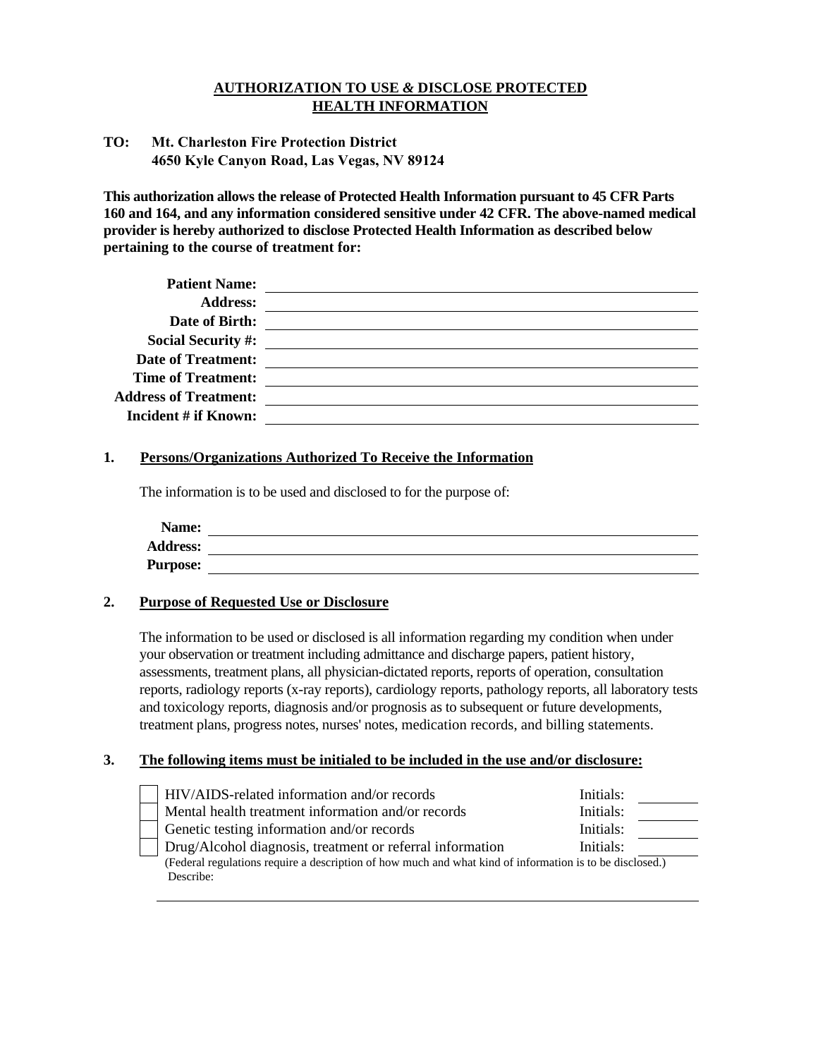# AUTHORIZATION TO USE & DISCLOSE PROTECTED HEALTH INFORMATION

**TO: Mt. Charleston Fire Protection District**
**4650 Kyle Canyon Road, Las Vegas, NV 89124**

**This authorization allows the release of Protected Health Information pursuant to 45 CFR Parts 160 and 164, and any information considered sensitive under 42 CFR. The above-named medical provider is hereby authorized to disclose Protected Health Information as described below pertaining to the course of treatment for:**

**Patient Name:** ______________________________
**Address:** ______________________________
**Date of Birth:** ______________________________
**Social Security #:** ______________________________
**Date of Treatment:** ______________________________
**Time of Treatment:** ______________________________
**Address of Treatment:** ______________________________
**Incident # if Known:** ______________________________

## 1. Persons/Organizations Authorized To Receive the Information

The information is to be used and disclosed to for the purpose of:

**Name:** ______________________________
**Address:** ______________________________
**Purpose:** ______________________________

## 2. Purpose of Requested Use or Disclosure

The information to be used or disclosed is all information regarding my condition when under your observation or treatment including admittance and discharge papers, patient history, assessments, treatment plans, all physician-dictated reports, reports of operation, consultation reports, radiology reports (x-ray reports), cardiology reports, pathology reports, all laboratory tests and toxicology reports, diagnosis and/or prognosis as to subsequent or future developments, treatment plans, progress notes, nurses' notes, medication records, and billing statements.

## 3. The following items must be initialed to be included in the use and/or disclosure:

- [ ] HIV/AIDS-related information and/or records — Initials: ________
- [ ] Mental health treatment information and/or records — Initials: ________
- [ ] Genetic testing information and/or records — Initials: ________
- [ ] Drug/Alcohol diagnosis, treatment or referral information — Initials: ________

(Federal regulations require a description of how much and what kind of information is to be disclosed.)
Describe:

______________________________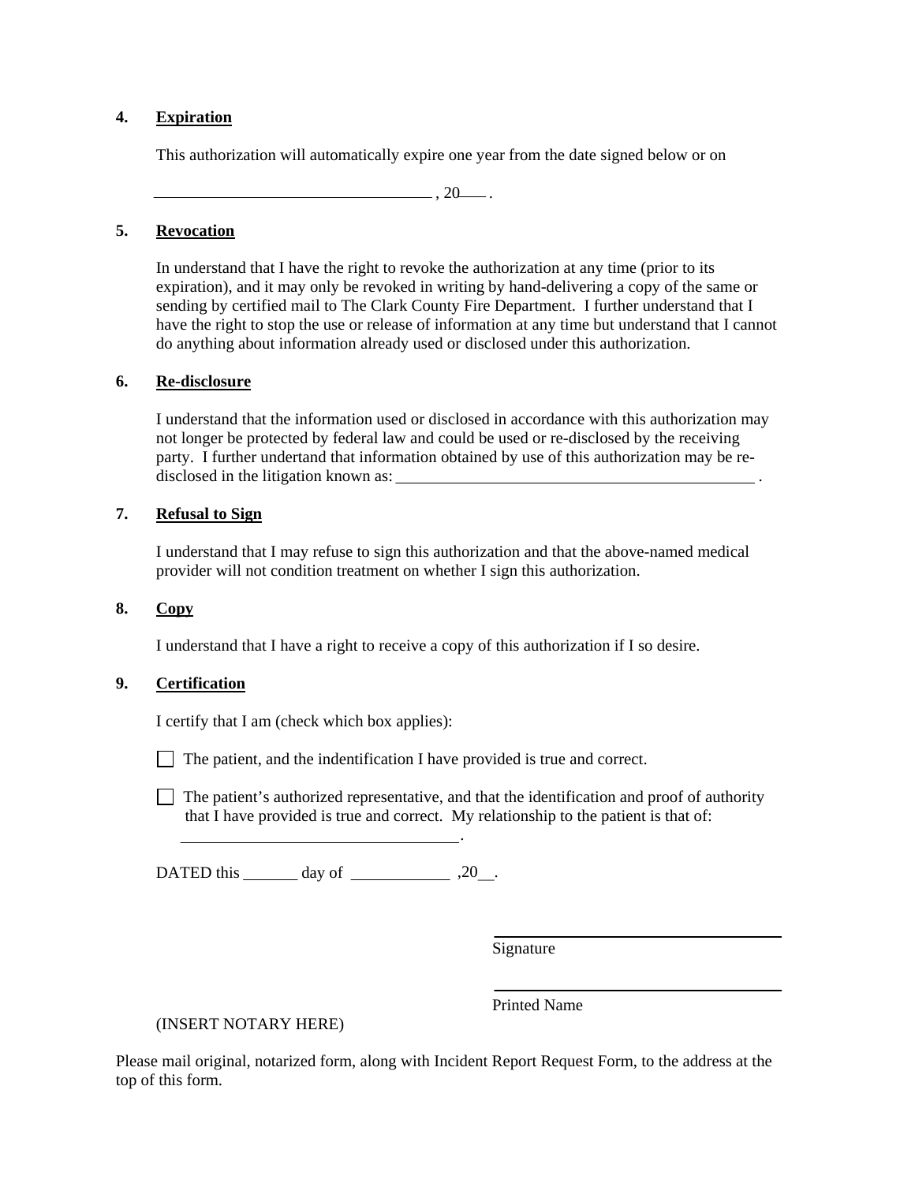**4. Expiration**

This authorization will automatically expire one year from the date signed below or on

\_\_\_\_\_\_\_\_\_\_\_\_\_\_\_\_\_\_\_\_\_\_\_\_\_\_\_\_\_\_\_\_\_\_ , 20\_\_\_ .

**5. Revocation**

In understand that I have the right to revoke the authorization at any time (prior to its expiration), and it may only be revoked in writing by hand-delivering a copy of the same or sending by certified mail to The Clark County Fire Department. I further understand that I have the right to stop the use or release of information at any time but understand that I cannot do anything about information already used or disclosed under this authorization.

**6. Re-disclosure**

I understand that the information used or disclosed in accordance with this authorization may not longer be protected by federal law and could be used or re-disclosed by the receiving party. I further undertand that information obtained by use of this authorization may be re-disclosed in the litigation known as: \_\_\_\_\_\_\_\_\_\_\_\_\_\_\_\_\_\_\_\_\_\_\_\_\_\_\_\_\_\_\_\_\_\_\_\_\_\_\_\_\_\_\_\_\_ .

**7. Refusal to Sign**

I understand that I may refuse to sign this authorization and that the above-named medical provider will not condition treatment on whether I sign this authorization.

**8. Copy**

I understand that I have a right to receive a copy of this authorization if I so desire.

**9. Certification**

I certify that I am (check which box applies):

☐ The patient, and the indentification I have provided is true and correct.

☐ The patient's authorized representative, and that the identification and proof of authority that I have provided is true and correct. My relationship to the patient is that of: \_\_\_\_\_\_\_\_\_\_\_\_\_\_\_\_\_\_\_\_\_\_\_\_\_\_\_\_\_\_\_\_\_\_.

DATED this \_\_\_\_\_\_\_ day of \_\_\_\_\_\_\_\_\_\_\_\_ ,20\_\_.

\_\_\_\_\_\_\_\_\_\_\_\_\_\_\_\_\_\_\_\_\_\_\_\_\_\_\_\_\_\_\_\_\_\_\_\_
Signature

\_\_\_\_\_\_\_\_\_\_\_\_\_\_\_\_\_\_\_\_\_\_\_\_\_\_\_\_\_\_\_\_\_\_\_\_
Printed Name

(INSERT NOTARY HERE)

Please mail original, notarized form, along with Incident Report Request Form, to the address at the top of this form.